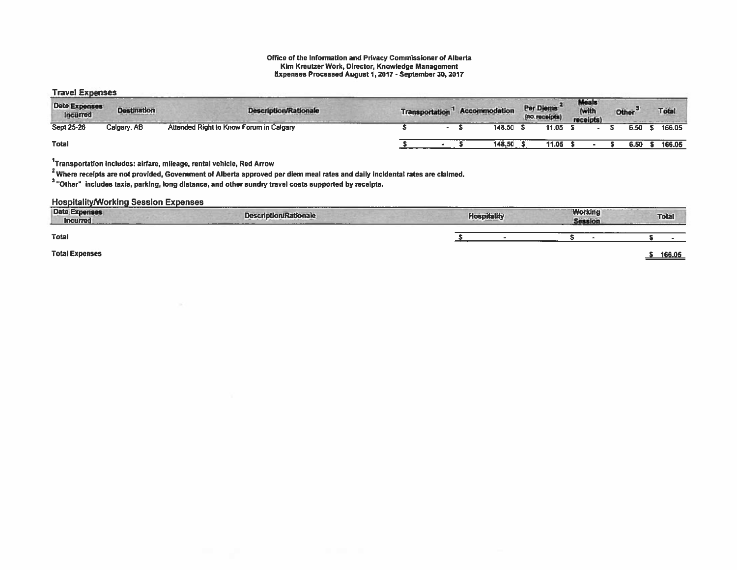**Office of the Information and Privacy Commissioner of Alberta**
**Kim Kreutzer Work, Director, Knowledge Management**
**Expenses Processed August 1, 2017 - September 30, 2017**

## Travel Expenses

| Date Expenses Incurred | Destination | Description/Rationale | Transportation[1] | Accommodation | Per Diems[2] (no receipts) | Meals (with receipts) | Other[3] | Total |
|---|---|---|---|---|---|---|---|---|
| Sept 25-26 | Calgary, AB | Attended Right to Know Forum in Calgary | $ - | $ 148.50 | $ 11.05 | $ - | $ 6.50 | $ 166.05 |
| **Total** | | | **$ -** | **$ 148.50** | **$ 11.05** | **$ -** | **$ 6.50** | **$ 166.05** |

[1]Transportation includes: airfare, mileage, rental vehicle, Red Arrow

[2] Where receipts are not provided, Government of Alberta approved per diem meal rates and daily incidental rates are claimed.

[3] "Other" includes taxis, parking, long distance, and other sundry travel costs supported by receipts.

## Hospitality/Working Session Expenses

| Date Expenses Incurred | Description/Rationale | Hospitality | Working Session | Total |
|---|---|---|---|---|
| **Total** | | **$ -** | **$ -** | **$ -** |

**Total Expenses** **$ 166.05**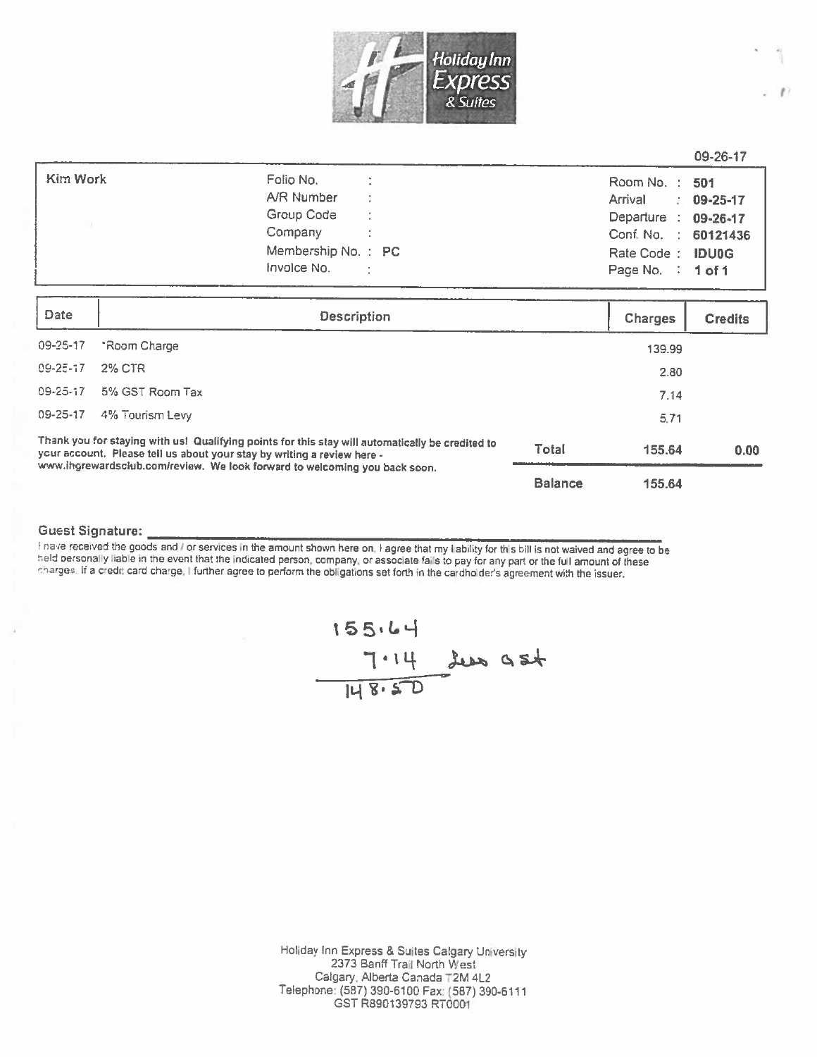Holiday Inn Express & Suites

09-26-17

| | | |
|---|---|---|
| Kim Work | Folio No. : | Room No. : **501** |
| | A/R Number : | Arrival : **09-25-17** |
| | Group Code : | Departure : **09-26-17** |
| | Company : | Conf. No. : **60121436** |
| | Membership No. : **PC** | Rate Code : **IDU0G** |
| | Invoice No. : | Page No. : **1 of 1** |

| Date | Description | | Charges | Credits |
|---|---|---|---|---|
| 09-25-17 | *Room Charge | | 139.99 | |
| 09-25-17 | 2% CTR | | 2.80 | |
| 09-25-17 | 5% GST Room Tax | | 7.14 | |
| 09-25-17 | 4% Tourism Levy | | 5.71 | |
| | Thank you for staying with us! Qualifying points for this stay will automatically be credited to your account. Please tell us about your stay by writing a review here - www.ihgrewardsclub.com/review. We look forward to welcoming you back soon. | **Total** | **155.64** | **0.00** |
| | | **Balance** | **155.64** | |

**Guest Signature:** ______________________________

I have received the goods and / or services in the amount shown here on. I agree that my liability for this bill is not waived and agree to be held personally liable in the event that the indicated person, company, or associate fails to pay for any part or the full amount of these charges. If a credit card charge, I further agree to perform the obligations set forth in the cardholder's agreement with the issuer.

155.64
7.14 less gst
148.50

Holiday Inn Express & Suites Calgary University
2373 Banff Trail North West
Calgary, Alberta Canada T2M 4L2
Telephone: (587) 390-6100 Fax: (587) 390-6111
GST R890139793 RT0001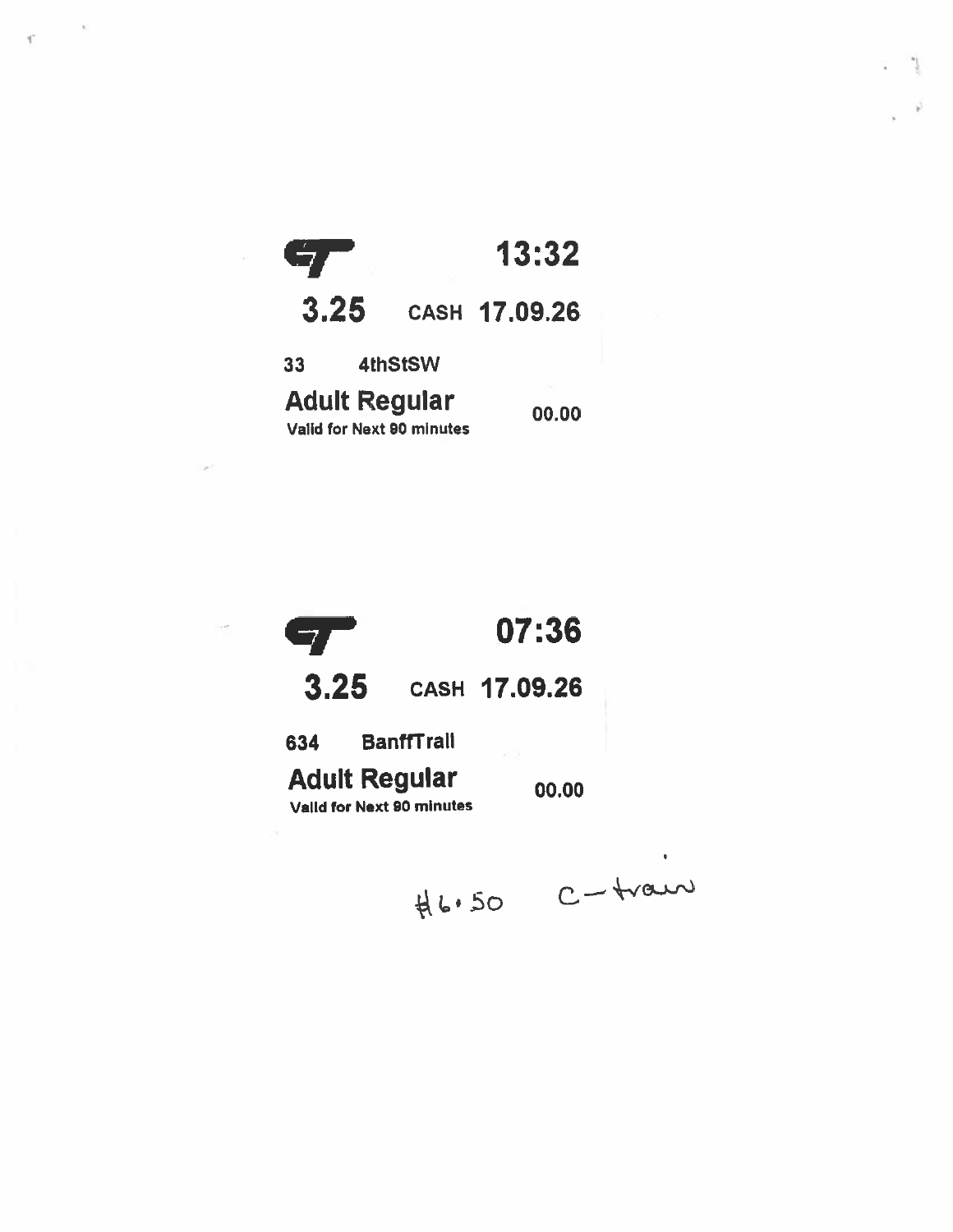13:32

3.25 CASH 17.09.26

33 4thStSW

**Adult Regular** 00.00

Valid for Next 90 minutes

07:36

3.25 CASH 17.09.26

634 BanffTrail

**Adult Regular** 00.00

Valid for Next 90 minutes

#6.50 C-train